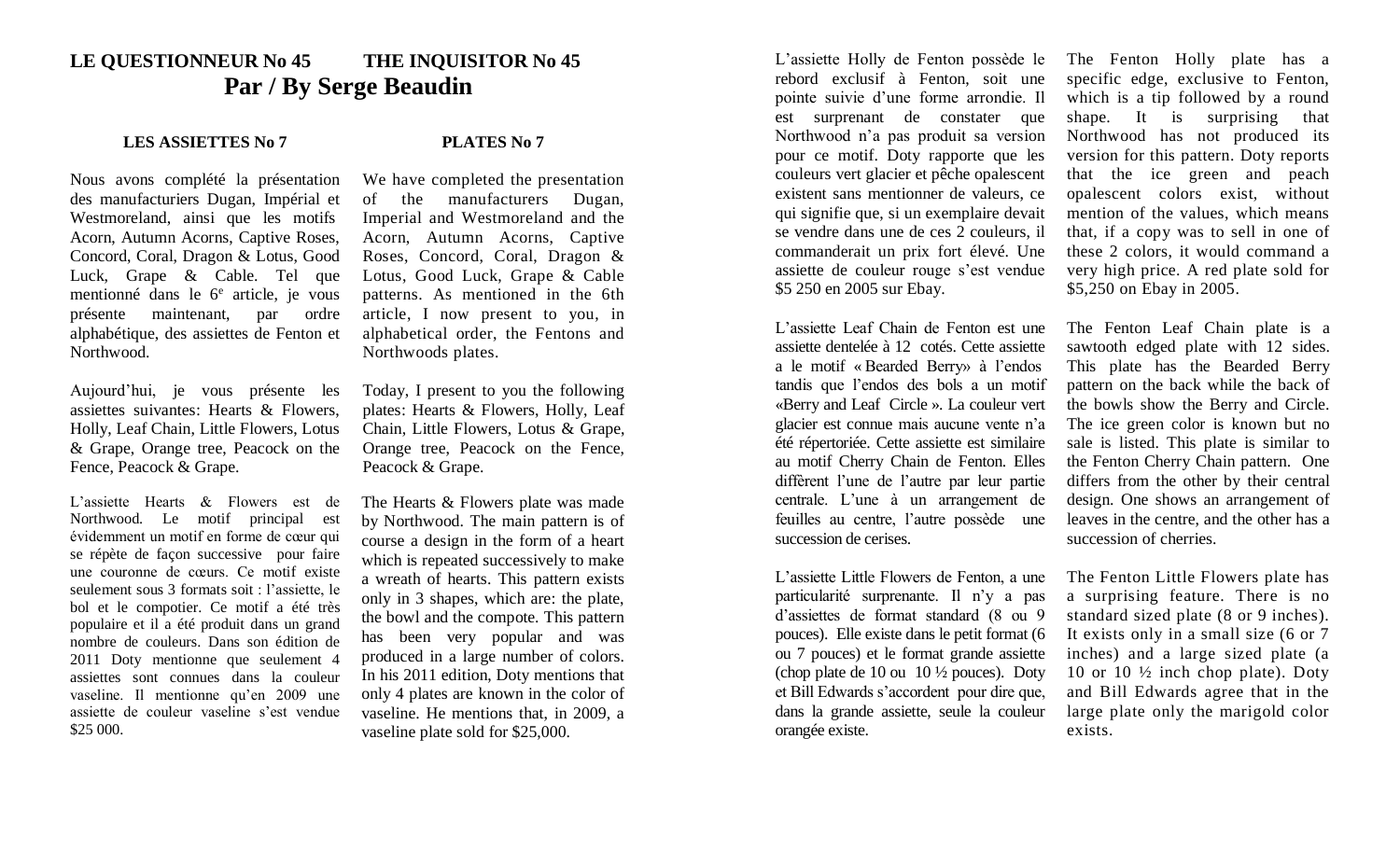# LE QUESTIONNEUR No 45 THE INQUISITOR No 45

## Par / By Serge Beaudin

### LES ASSIETTES No 7

Nous avons complété la présentation des manufacturiers Dugan, Impérial et Westmoreland, ainsi que les motifs Acorn, Autumn Acorns, Captive Roses, Concord, Coral, Dragon & Lotus, Good Luck, Grape & Cable. Tel que mentionné dans le 6e article, je vous présente maintenant, par ordre alphabétique, des assiettes de Fenton et Northwood.

Aujourd'hui, je vous présente les assiettes suivantes: Hearts & Flowers, Holly, Leaf Chain, Little Flowers, Lotus & Grape, Orange tree, Peacock on the Fence, Peacock & Grape.

L'assiette Hearts & Flowers est de Northwood. Le motif principal est évidemment un motif en forme de cœur qui se répète de façon successive pour faire une couronne de cœurs. Ce motif existe seulement sous 3 formats soit : l'assiette, le bol et le compotier. Ce motif a été très populaire et il a été produit dans un grand nombre de couleurs. Dans son édition de 2011 Doty mentionne que seulement 4 assiettes sont connues dans la couleur vaseline. Il mentionne qu'en 2009 une assiette de couleur vaseline s'est vendue $25 000.

L'assiette Holly de Fenton possède le rebord exclusif à Fenton, soit une pointe suivie d'une forme arrondie. Il est surprenant de constater que Northwood n'a pas produit sa version pour ce motif. Doty rapporte que les couleurs vert glacier et pêche opalescent existent sans mentionner de valeurs, ce qui signifie que, si un exemplaire devait se vendre dans une de ces 2 couleurs, il commanderait un prix fort élevé. Une assiette de couleur rouge s'est vendue $5 250 en 2005 sur Ebay.

L'assiette Leaf Chain de Fenton est une assiette dentelée à 12 cotés. Cette assiette a le motif « Bearded Berry» à l'endos tandis que l'endos des bols a un motif «Berry and Leaf Circle ». La couleur vert glacier est connue mais aucune vente n'a été répertoriée. Cette assiette est similaire au motif Cherry Chain de Fenton. Elles diffèrent l'une de l'autre par leur partie centrale. L'une à un arrangement de feuilles au centre, l'autre possède une succession de cerises.

L'assiette Little Flowers de Fenton, a une particularité surprenante. Il n'y a pas d'assiettes de format standard (8 ou 9 pouces). Elle existe dans le petit format (6 ou 7 pouces) et le format grande assiette (chop plate de 10 ou 10 ½ pouces). Doty et Bill Edwards s'accordent pour dire que, dans la grande assiette, seule la couleur orangée existe.

### PLATES No 7

We have completed the presentation of the manufacturers Dugan, Imperial and Westmoreland and the Acorn, Autumn Acorns, Captive Roses, Concord, Coral, Dragon & Lotus, Good Luck, Grape & Cable patterns. As mentioned in the 6th article, I now present to you, in alphabetical order, the Fentons and Northwoods plates.

Today, I present to you the following plates: Hearts & Flowers, Holly, Leaf Chain, Little Flowers, Lotus & Grape, Orange tree, Peacock on the Fence, Peacock & Grape.

The Hearts & Flowers plate was made by Northwood. The main pattern is of course a design in the form of a heart which is repeated successively to make a wreath of hearts. This pattern exists only in 3 shapes, which are: the plate, the bowl and the compote. This pattern has been very popular and was produced in a large number of colors. In his 2011 edition, Doty mentions that only 4 plates are known in the color of vaseline. He mentions that, in 2009, a vaseline plate sold for $25,000.

The Fenton Holly plate has a specific edge, exclusive to Fenton, which is a tip followed by a round shape. It is surprising that Northwood has not produced its version for this pattern. Doty reports that the ice green and peach opalescent colors exist, without mention of the values, which means that, if a copy was to sell in one of these 2 colors, it would command a very high price. A red plate sold for $5,250 on Ebay in 2005.

The Fenton Leaf Chain plate is a sawtooth edged plate with 12 sides. This plate has the Bearded Berry pattern on the back while the back of the bowls show the Berry and Circle. The ice green color is known but no sale is listed. This plate is similar to the Fenton Cherry Chain pattern. One differs from the other by their central design. One shows an arrangement of leaves in the centre, and the other has a succession of cherries.

The Fenton Little Flowers plate has a surprising feature. There is no standard sized plate (8 or 9 inches). It exists only in a small size (6 or 7 inches) and a large sized plate (a 10 or 10 ½ inch chop plate). Doty and Bill Edwards agree that in the large plate only the marigold color exists.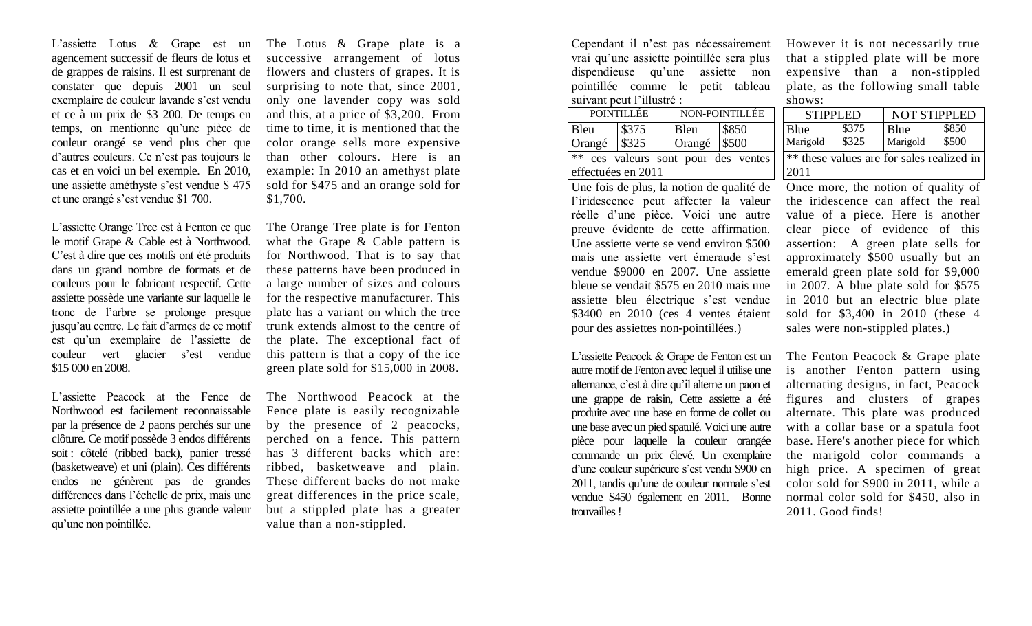L'assiette Lotus & Grape est un agencement successif de fleurs de lotus et de grappes de raisins. Il est surprenant de constater que depuis 2001 un seul exemplaire de couleur lavande s'est vendu et ce à un prix de $3 200. De temps en temps, on mentionne qu'une pièce de couleur orangé se vend plus cher que d'autres couleurs. Ce n'est pas toujours le cas et en voici un bel exemple. En 2010, une assiette améthyste s'est vendue $ 475 et une orangé s'est vendue $1 700.

L'assiette Orange Tree est à Fenton ce que le motif Grape & Cable est à Northwood. C'est à dire que ces motifs ont été produits dans un grand nombre de formats et de couleurs pour le fabricant respectif. Cette assiette possède une variante sur laquelle le tronc de l'arbre se prolonge presque jusqu'au centre. Le fait d'armes de ce motif est qu'un exemplaire de l'assiette de couleur vert glacier s'est vendue $15 000 en 2008.

L'assiette Peacock at the Fence de Northwood est facilement reconnaissable par la présence de 2 paons perchés sur une clôture. Ce motif possède 3 endos différents soit : côtelé (ribbed back), panier tressé (basketweave) et uni (plain). Ces différents endos ne génèrent pas de grandes différences dans l'échelle de prix, mais une assiette pointillée a une plus grande valeur qu'une non pointillée.

The Lotus & Grape plate is a successive arrangement of lotus flowers and clusters of grapes. It is surprising to note that, since 2001, only one lavender copy was sold and this, at a price of $3,200. From time to time, it is mentioned that the color orange sells more expensive than other colours. Here is an example: In 2010 an amethyst plate sold for $475 and an orange sold for $1,700.

The Orange Tree plate is for Fenton what the Grape & Cable pattern is for Northwood. That is to say that these patterns have been produced in a large number of sizes and colours for the respective manufacturer. This plate has a variant on which the tree trunk extends almost to the centre of the plate. The exceptional fact of this pattern is that a copy of the ice green plate sold for $15,000 in 2008.

The Northwood Peacock at the Fence plate is easily recognizable by the presence of 2 peacocks, perched on a fence. This pattern has 3 different backs which are: ribbed, basketweave and plain. These different backs do not make great differences in the price scale, but a stippled plate has a greater value than a non-stippled.

Cependant il n'est pas nécessairement vrai qu'une assiette pointillée sera plus dispendieuse qu'une assiette non pointillée comme le petit tableau suivant peut l'illustré :

| POINTILLÉE | | NON-POINTILLÉE | |
|---|---|---|---|
| Bleu | $375 | Bleu | $850 |
| Orangé | $325 | Orangé | $500 |

** ces valeurs sont pour des ventes effectuées en 2011

Une fois de plus, la notion de qualité de l'iridescence peut affecter la valeur réelle d'une pièce. Voici une autre preuve évidente de cette affirmation. Une assiette verte se vend environ $500 mais une assiette vert émeraude s'est vendue $9000 en 2007. Une assiette bleue se vendait $575 en 2010 mais une assiette bleu électrique s'est vendue $3400 en 2010 (ces 4 ventes étaient pour des assiettes non-pointillées.)

L'assiette Peacock & Grape de Fenton est un autre motif de Fenton avec lequel il utilise une alternance, c'est à dire qu'il alterne un paon et une grappe de raisin, Cette assiette a été produite avec une base en forme de collet ou une base avec un pied spatulé. Voici une autre pièce pour laquelle la couleur orangée commande un prix élevé. Un exemplaire d'une couleur supérieure s'est vendu $900 en 2011, tandis qu'une de couleur normale s'est vendue $450 également en 2011. Bonne trouvailles !

However it is not necessarily true that a stippled plate will be more expensive than a non-stippled plate, as the following small table shows:

| STIPPLED | | NOT STIPPLED | |
|---|---|---|---|
| Blue | $375 | Blue | $850 |
| Marigold | $325 | Marigold | $500 |

** these values are for sales realized in 2011

Once more, the notion of quality of the iridescence can affect the real value of a piece. Here is another clear piece of evidence of this assertion: A green plate sells for approximately $500 usually but an emerald green plate sold for $9,000 in 2007. A blue plate sold for $575 in 2010 but an electric blue plate sold for $3,400 in 2010 (these 4 sales were non-stippled plates.)

The Fenton Peacock & Grape plate is another Fenton pattern using alternating designs, in fact, Peacock figures and clusters of grapes alternate. This plate was produced with a collar base or a spatula foot base. Here's another piece for which the marigold color commands a high price. A specimen of great color sold for $900 in 2011, while a normal color sold for $450, also in 2011. Good finds!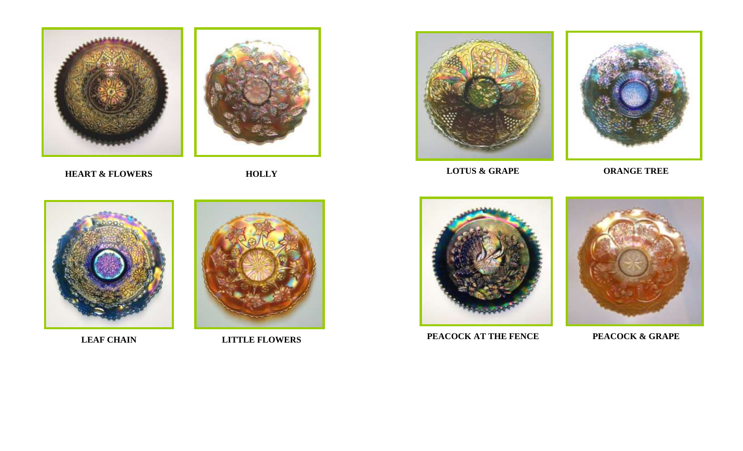HEART & FLOWERS

HOLLY

LOTUS & GRAPE

ORANGE TREE

LEAF CHAIN

LITTLE FLOWERS

PEACOCK AT THE FENCE

PEACOCK & GRAPE